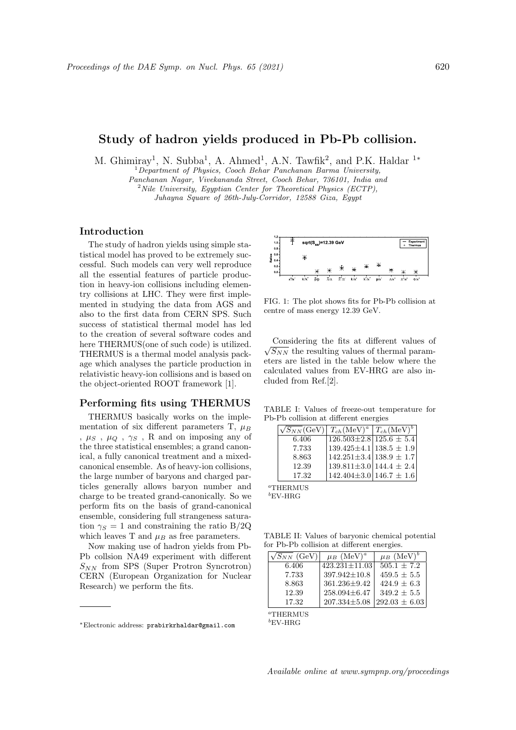# Study of hadron yields produced in Pb-Pb collision.

M. Ghimiray[1], N. Subba[1], A. Ahmed[1], A.N. Tawfik[2], and P.K. Haldar [1]*

[1]Department of Physics, Cooch Behar Panchanan Barma University, Panchanan Nagar, Vivekananda Street, Cooch Behar, 736101, India and
[2]Nile University, Egyptian Center for Theoretical Physics (ECTP), Juhayna Square of 26th-July-Corridor, 12588 Giza, Egypt

## Introduction

The study of hadron yields using simple statistical model has proved to be extremely successful. Such models can very well reproduce all the essential features of particle production in heavy-ion collisions including elementry collisions at LHC. They were first implemented in studying the data from AGS and also to the first data from CERN SPS. Such success of statistical thermal model has led to the creation of several software codes and here THERMUS(one of such code) is utilized. THERMUS is a thermal model analysis package which analyses the particle production in relativistic heavy-ion collisions and is based on the object-oriented ROOT framework [1].

## Performing fits using THERMUS

THERMUS basically works on the implementation of six different parameters T, $\mu_B$ , $\mu_S$ , $\mu_Q$ , $\gamma_S$ , R and on imposing any of the three statistical ensembles; a grand canonical, a fully canonical treatment and a mixed-canonical ensemble. As of heavy-ion collisions, the large number of baryons and charged particles generally allows baryon number and charge to be treated grand-canonically. So we perform fits on the basis of grand-canonical ensemble, considering full strangeness saturation $\gamma_S = 1$ and constraining the ratio B/2Q which leaves T and $\mu_B$ as free parameters.

Now making use of hadron yields from Pb-Pb collsion NA49 experiment with different $S_{NN}$ from SPS (Super Protron Syncrotron) CERN (European Organization for Nuclear Research) we perform the fits.

FIG. 1: The plot shows fits for Pb-Pb collision at centre of mass energy 12.39 GeV.

Considering the fits at different values of $\sqrt{S_{NN}}$ the resulting values of thermal parameters are listed in the table below where the calculated values from EV-HRG are also included from Ref.[2].

TABLE I: Values of freeze-out temperature for Pb-Pb collision at different energies

| $\sqrt{S_{NN}}$(GeV) | $T_{ch}$(MeV)[a] | $T_{ch}$(MeV)[b] |
|---|---|---|
| 6.406 | 126.503±2.8 | 125.6 ± 5.4 |
| 7.733 | 139.425±4.1 | 138.5 ± 1.9 |
| 8.863 | 142.251±3.4 | 138.9 ± 1.7 |
| 12.39 | 139.811±3.0 | 144.4 ± 2.4 |
| 17.32 | 142.404±3.0 | 146.7 ± 1.6 |

[a]THERMUS
[b]EV-HRG

TABLE II: Values of baryonic chemical potential for Pb-Pb collision at different energies.

| $\sqrt{S_{NN}}$ (GeV) | $\mu_B$ (MeV)[a] | $\mu_B$ (MeV)[b] |
|---|---|---|
| 6.406 | 423.231±11.03 | 505.1 ± 7.2 |
| 7.733 | 397.942±10.8 | 459.5 ± 5.5 |
| 8.863 | 361.236±9.42 | 424.9 ± 6.3 |
| 12.39 | 258.094±6.47 | 349.2 ± 5.5 |
| 17.32 | 207.334±5.08 | 292.03 ± 6.03 |

[a]THERMUS
[b]EV-HRG

*Electronic address: prabirkrhaldar@gmail.com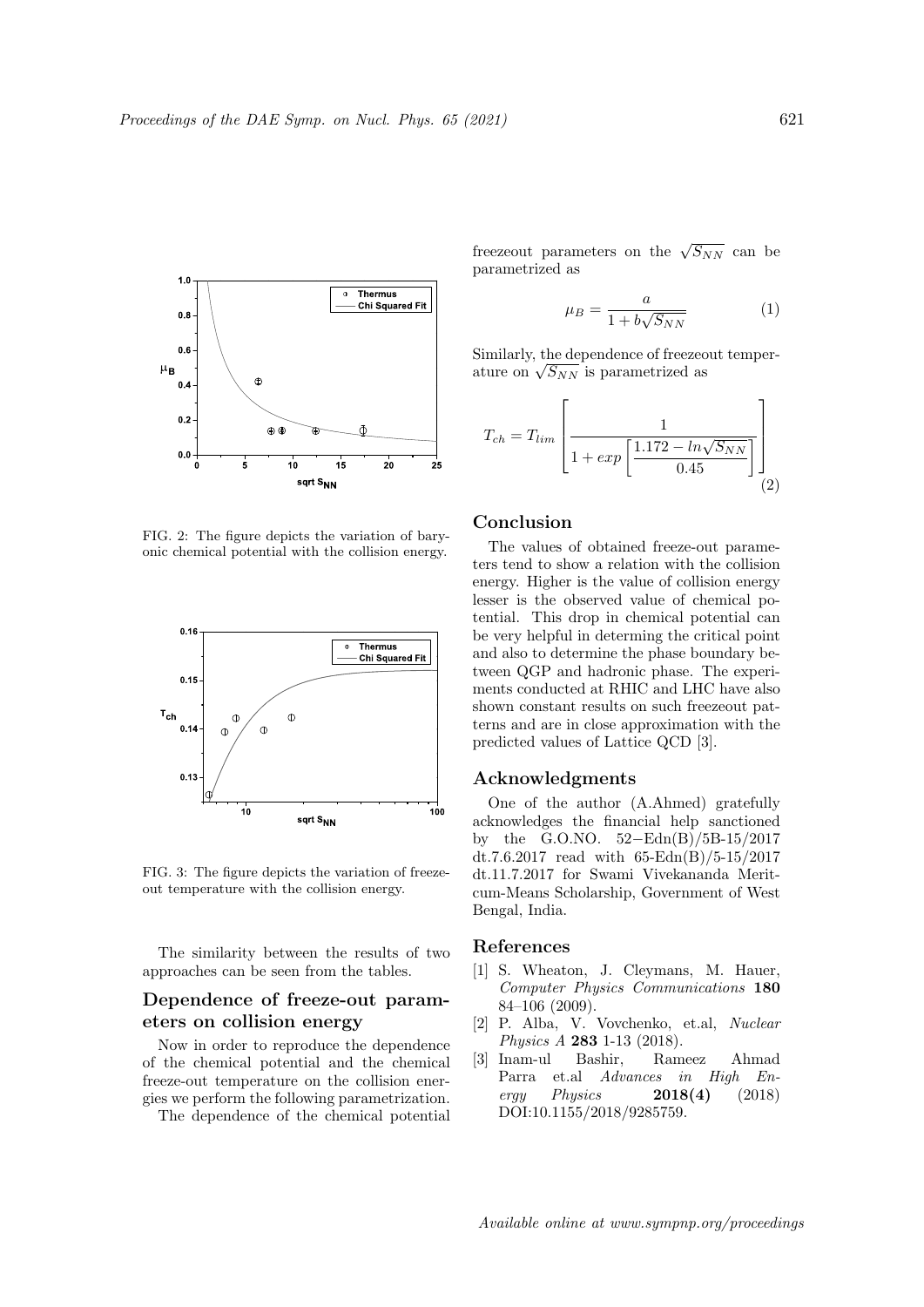1.0

0.8

0.6

$\mu_B$

0.4

0.2

0.0

0 5 10 15 20 25

sqrt $S_{NN}$

Thermus

Chi Squared Fit

FIG. 2: The figure depicts the variation of baryonic chemical potential with the collision energy.

0.16

0.15

$T_{ch}$

0.14

0.13

10 100

sqrt $S_{NN}$

Thermus

Chi Squared Fit

FIG. 3: The figure depicts the variation of freezeout temperature with the collision energy.

The similarity between the results of two approaches can be seen from the tables.

## Dependence of freeze-out parameters on collision energy

Now in order to reproduce the dependence of the chemical potential and the chemical freeze-out temperature on the collision energies we perform the following parametrization.

The dependence of the chemical potential freezeout parameters on the $\sqrt{S_{NN}}$ can be parametrized as

$$\mu_B = \frac{a}{1 + b\sqrt{S_{NN}}} \tag{1}$$

Similarly, the dependence of freezeout temperature on $\sqrt{S_{NN}}$ is parametrized as

$$T_{ch} = T_{lim}\left[\frac{1}{1 + exp\left[\frac{1.172 - ln\sqrt{S_{NN}}}{0.45}\right]}\right] \tag{2}$$

## Conclusion

The values of obtained freeze-out parameters tend to show a relation with the collision energy. Higher is the value of collision energy lesser is the observed value of chemical potential. This drop in chemical potential can be very helpful in determing the critical point and also to determine the phase boundary between QGP and hadronic phase. The experiments conducted at RHIC and LHC have also shown constant results on such freezeout patterns and are in close approximation with the predicted values of Lattice QCD [3].

## Acknowledgments

One of the author (A.Ahmed) gratefully acknowledges the financial help sanctioned by the G.O.NO. 52−Edn(B)/5B-15/2017 dt.7.6.2017 read with 65-Edn(B)/5-15/2017 dt.11.7.2017 for Swami Vivekananda Merit-cum-Means Scholarship, Government of West Bengal, India.

## References

[1] S. Wheaton, J. Cleymans, M. Hauer, *Computer Physics Communications* **180** 84–106 (2009).

[2] P. Alba, V. Vovchenko, et.al, *Nuclear Physics A* **283** 1-13 (2018).

[3] Inam-ul Bashir, Rameez Ahmad Parra et.al *Advances in High Energy Physics* **2018(4)** (2018) DOI:10.1155/2018/9285759.